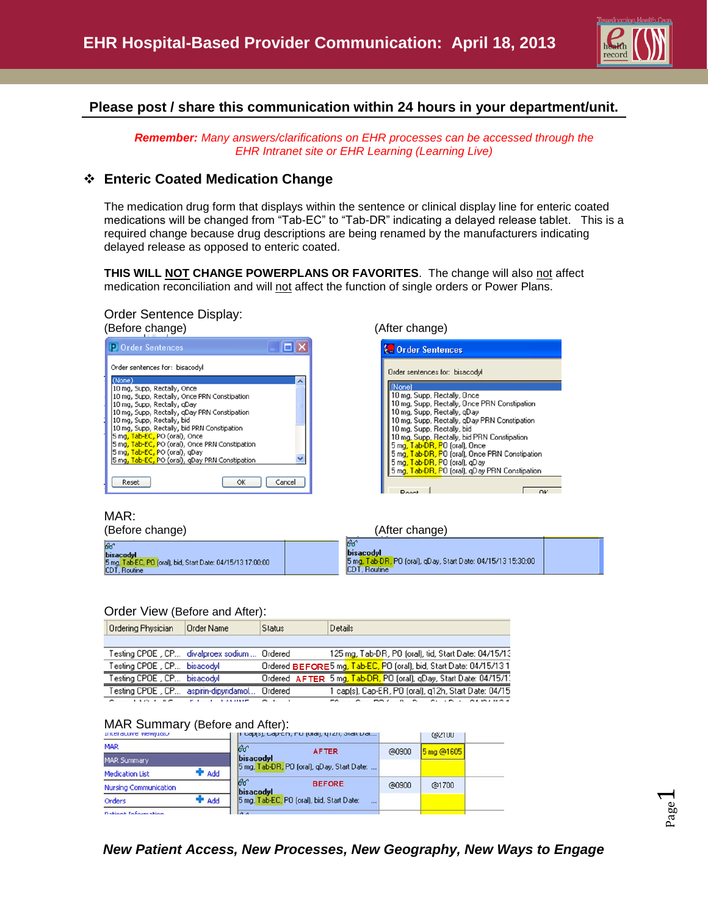# EHR Hospital-Based Provider Communication: April 18, 2013

**Please post / share this communication within 24 hours in your department/unit.**

***Remember:*** *Many answers/clarifications on EHR processes can be accessed through the EHR Intranet site or EHR Learning (Learning Live)*

## ❖ Enteric Coated Medication Change

The medication drug form that displays within the sentence or clinical display line for enteric coated medications will be changed from “Tab-EC” to “Tab-DR” indicating a delayed release tablet. This is a required change because drug descriptions are being renamed by the manufacturers indicating delayed release as opposed to enteric coated.

**THIS WILL NOT CHANGE POWERPLANS OR FAVORITES**. The change will also not affect medication reconciliation and will not affect the function of single orders or Power Plans.

Order Sentence Display:

(Before change)

Order sentences for: bisacodyl

- (None)
- 10 mg, Supp, Rectally, Once
- 10 mg, Supp, Rectally, Once PRN Constipation
- 10 mg, Supp, Rectally, qDay
- 10 mg, Supp, Rectally, qDay PRN Constipation
- 10 mg, Supp, Rectally, bid
- 10 mg, Supp, Rectally, bid PRN Constipation
- 5 mg, Tab-EC, PO (oral), Once
- 5 mg, Tab-EC, PO (oral), Once PRN Constipation
- 5 mg, Tab-EC, PO (oral), qDay
- 5 mg, Tab-EC, PO (oral), qDay PRN Constipation

(After change)

Order sentences for: bisacodyl

- (None)
- 10 mg, Supp, Rectally, Once
- 10 mg, Supp, Rectally, Once PRN Constipation
- 10 mg, Supp, Rectally, qDay
- 10 mg, Supp, Rectally, qDay PRN Constipation
- 10 mg, Supp, Rectally, bid
- 10 mg, Supp, Rectally, bid PRN Constipation
- 5 mg, Tab-DR, PO (oral), Once
- 5 mg, Tab-DR, PO (oral), Once PRN Constipation
- 5 mg, Tab-DR, PO (oral), qDay
- 5 mg, Tab-DR, PO (oral), qDay PRN Constipation

MAR:

(Before change)

bisacodyl
5 mg, Tab-EC, PO (oral), bid, Start Date: 04/15/13 17:00:00
CDT, Routine

(After change)

bisacodyl
5 mg, Tab-DR, PO (oral), qDay, Start Date: 04/15/13 15:30:00
CDT, Routine

Order View (Before and After):

| Ordering Physician | Order Name | Status | Details |
|---|---|---|---|
| Testing CPOE , CP... | divalproex sodium ... | Ordered | 125 mg, Tab-DR, PO (oral), tid, Start Date: 04/15/13 |
| Testing CPOE , CP... | bisacodyl | Ordered BEFORE | 5 mg, Tab-EC, PO (oral), bid, Start Date: 04/15/13 1 |
| Testing CPOE , CP... | bisacodyl | Ordered AFTER | 5 mg, Tab-DR, PO (oral), qDay, Start Date: 04/15/1 |
| Testing CPOE , CP... | aspirin-dipyridamol... | Ordered | 1 cap(s), Cap-ER, PO (oral), q12h, Start Date: 04/15 |

MAR Summary (Before and After):

| | | | |
|---|---|---|---|
| AFTER bisacodyl 5 mg, Tab-DR, PO (oral), qDay, Start Date: ... | @0900 | 5 mg @1605 |
| BEFORE bisacodyl 5 mg, Tab-EC, PO (oral), bid, Start Date: ... | @0900 | @1700 |

*New Patient Access, New Processes, New Geography, New Ways to Engage*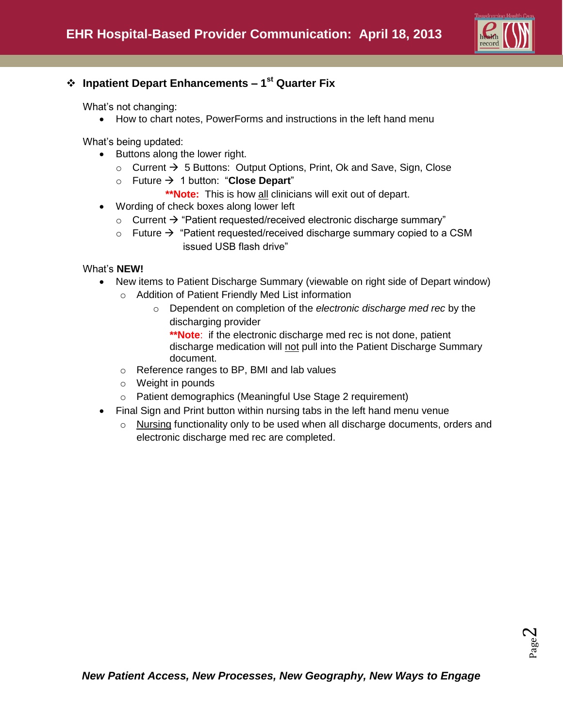## ❖ Inpatient Depart Enhancements – 1st Quarter Fix

What's not changing:

- How to chart notes, PowerForms and instructions in the left hand menu

What's being updated:

- Buttons along the lower right.
  - Current → 5 Buttons: Output Options, Print, Ok and Save, Sign, Close
  - Future → 1 button: "**Close Depart**"

    **\*\*Note:** This is how <u>all</u> clinicians will exit out of depart.
- Wording of check boxes along lower left
  - Current → "Patient requested/received electronic discharge summary"
  - Future → "Patient requested/received discharge summary copied to a CSM issued USB flash drive"

What's **NEW!**

- New items to Patient Discharge Summary (viewable on right side of Depart window)
  - Addition of Patient Friendly Med List information
    - Dependent on completion of the *electronic discharge med rec* by the discharging provider

      **\*\*Note**: if the electronic discharge med rec is not done, patient discharge medication will <u>not</u> pull into the Patient Discharge Summary document.
  - Reference ranges to BP, BMI and lab values
  - Weight in pounds
  - Patient demographics (Meaningful Use Stage 2 requirement)
- Final Sign and Print button within nursing tabs in the left hand menu venue
  - <u>Nursing</u> functionality only to be used when all discharge documents, orders and electronic discharge med rec are completed.